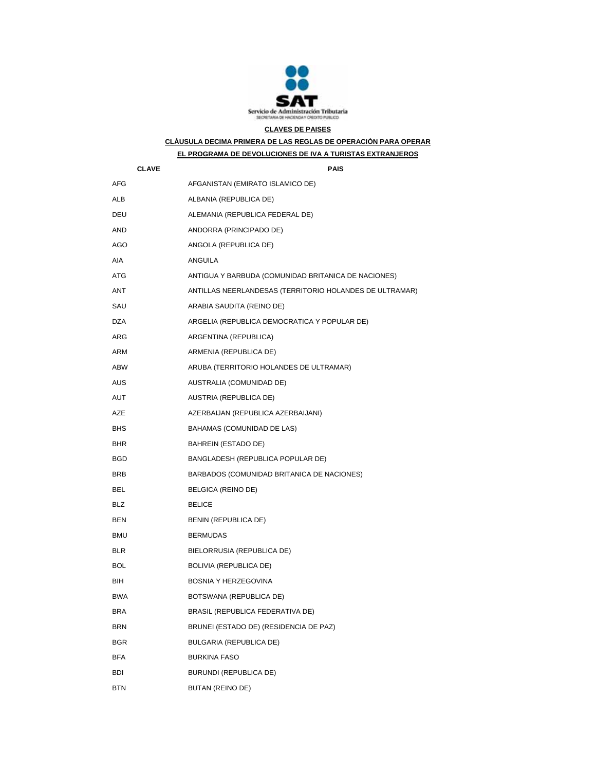SAT

Servicio de Administración Tributaria

SECRETARIA DE HACIENDA Y CREDITO PUBLICO

## CLAVES DE PAISES

## CLÁUSULA DECIMA PRIMERA DE LAS REGLAS DE OPERACIÓN PARA OPERAR EL PROGRAMA DE DEVOLUCIONES DE IVA A TURISTAS EXTRANJEROS

| CLAVE | PAIS |
|---|---|
| AFG | AFGANISTAN (EMIRATO ISLAMICO DE) |
| ALB | ALBANIA (REPUBLICA DE) |
| DEU | ALEMANIA (REPUBLICA FEDERAL DE) |
| AND | ANDORRA (PRINCIPADO DE) |
| AGO | ANGOLA (REPUBLICA DE) |
| AIA | ANGUILA |
| ATG | ANTIGUA Y BARBUDA (COMUNIDAD BRITANICA DE NACIONES) |
| ANT | ANTILLAS NEERLANDESAS (TERRITORIO HOLANDES DE ULTRAMAR) |
| SAU | ARABIA SAUDITA (REINO DE) |
| DZA | ARGELIA (REPUBLICA DEMOCRATICA Y POPULAR DE) |
| ARG | ARGENTINA (REPUBLICA) |
| ARM | ARMENIA (REPUBLICA DE) |
| ABW | ARUBA (TERRITORIO HOLANDES DE ULTRAMAR) |
| AUS | AUSTRALIA (COMUNIDAD DE) |
| AUT | AUSTRIA (REPUBLICA DE) |
| AZE | AZERBAIJAN (REPUBLICA AZERBAIJANI) |
| BHS | BAHAMAS (COMUNIDAD DE LAS) |
| BHR | BAHREIN (ESTADO DE) |
| BGD | BANGLADESH (REPUBLICA POPULAR DE) |
| BRB | BARBADOS (COMUNIDAD BRITANICA DE NACIONES) |
| BEL | BELGICA (REINO DE) |
| BLZ | BELICE |
| BEN | BENIN (REPUBLICA DE) |
| BMU | BERMUDAS |
| BLR | BIELORRUSIA (REPUBLICA DE) |
| BOL | BOLIVIA (REPUBLICA DE) |
| BIH | BOSNIA Y HERZEGOVINA |
| BWA | BOTSWANA (REPUBLICA DE) |
| BRA | BRASIL (REPUBLICA FEDERATIVA DE) |
| BRN | BRUNEI (ESTADO DE) (RESIDENCIA DE PAZ) |
| BGR | BULGARIA (REPUBLICA DE) |
| BFA | BURKINA FASO |
| BDI | BURUNDI (REPUBLICA DE) |
| BTN | BUTAN (REINO DE) |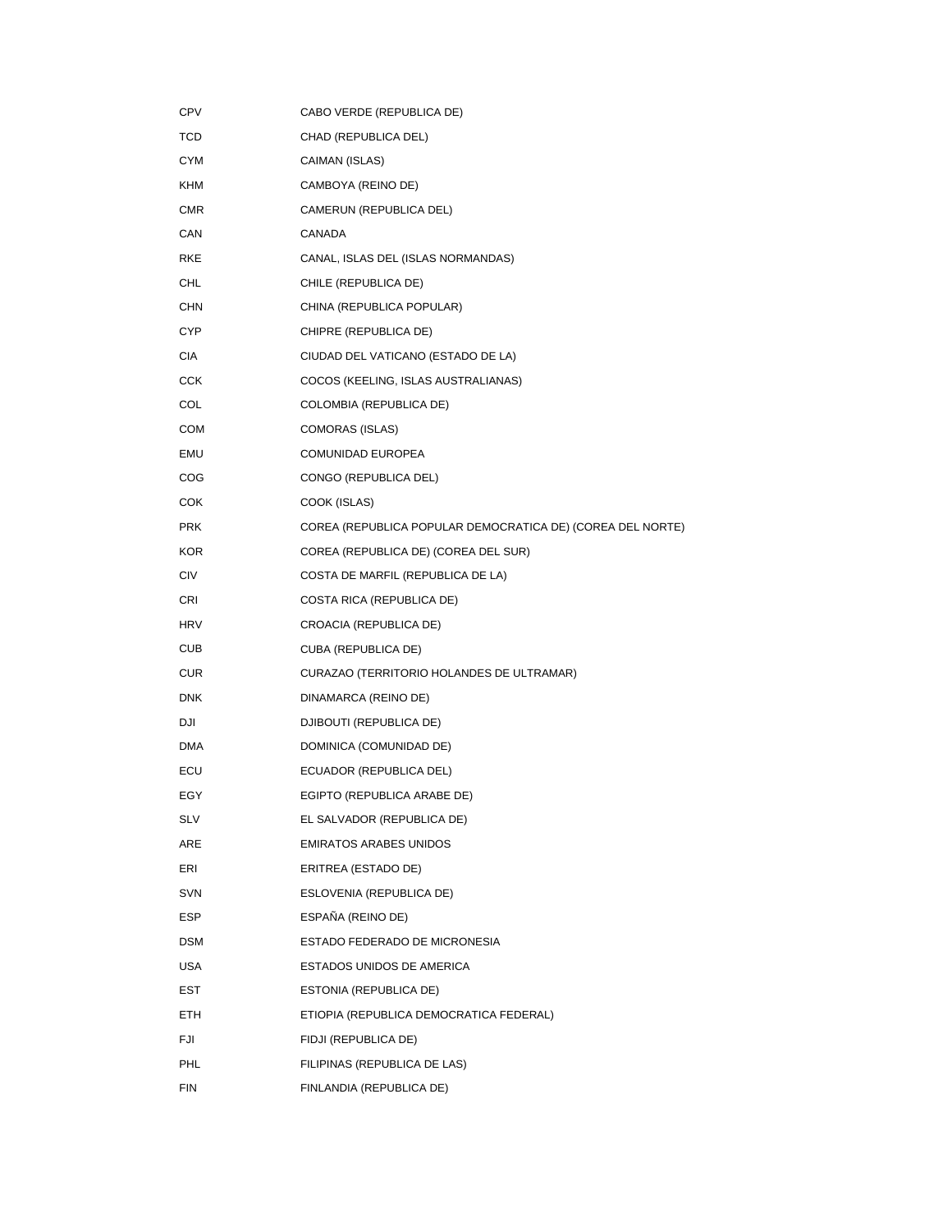| | |
|---|---|
| CPV | CABO VERDE (REPUBLICA DE) |
| TCD | CHAD (REPUBLICA DEL) |
| CYM | CAIMAN (ISLAS) |
| KHM | CAMBOYA (REINO DE) |
| CMR | CAMERUN (REPUBLICA DEL) |
| CAN | CANADA |
| RKE | CANAL, ISLAS DEL (ISLAS NORMANDAS) |
| CHL | CHILE (REPUBLICA DE) |
| CHN | CHINA (REPUBLICA POPULAR) |
| CYP | CHIPRE (REPUBLICA DE) |
| CIA | CIUDAD DEL VATICANO (ESTADO DE LA) |
| CCK | COCOS (KEELING, ISLAS AUSTRALIANAS) |
| COL | COLOMBIA (REPUBLICA DE) |
| COM | COMORAS (ISLAS) |
| EMU | COMUNIDAD EUROPEA |
| COG | CONGO (REPUBLICA DEL) |
| COK | COOK (ISLAS) |
| PRK | COREA (REPUBLICA POPULAR DEMOCRATICA DE) (COREA DEL NORTE) |
| KOR | COREA (REPUBLICA DE) (COREA DEL SUR) |
| CIV | COSTA DE MARFIL (REPUBLICA DE LA) |
| CRI | COSTA RICA (REPUBLICA DE) |
| HRV | CROACIA (REPUBLICA DE) |
| CUB | CUBA (REPUBLICA DE) |
| CUR | CURAZAO (TERRITORIO HOLANDES DE ULTRAMAR) |
| DNK | DINAMARCA (REINO DE) |
| DJI | DJIBOUTI (REPUBLICA DE) |
| DMA | DOMINICA (COMUNIDAD DE) |
| ECU | ECUADOR (REPUBLICA DEL) |
| EGY | EGIPTO (REPUBLICA ARABE DE) |
| SLV | EL SALVADOR (REPUBLICA DE) |
| ARE | EMIRATOS ARABES UNIDOS |
| ERI | ERITREA (ESTADO DE) |
| SVN | ESLOVENIA (REPUBLICA DE) |
| ESP | ESPAÑA (REINO DE) |
| DSM | ESTADO FEDERADO DE MICRONESIA |
| USA | ESTADOS UNIDOS DE AMERICA |
| EST | ESTONIA (REPUBLICA DE) |
| ETH | ETIOPIA (REPUBLICA DEMOCRATICA FEDERAL) |
| FJI | FIDJI (REPUBLICA DE) |
| PHL | FILIPINAS (REPUBLICA DE LAS) |
| FIN | FINLANDIA (REPUBLICA DE) |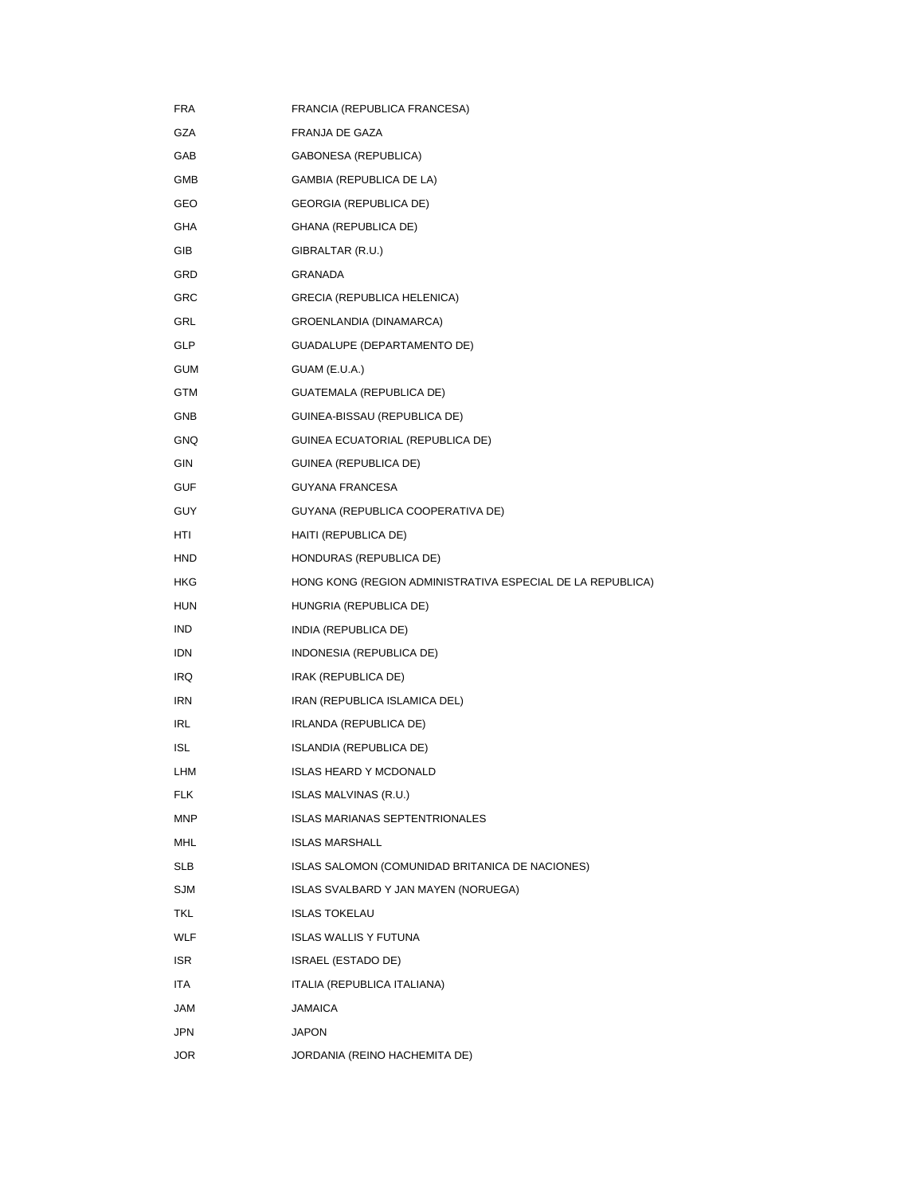| | |
|---|---|
| FRA | FRANCIA (REPUBLICA FRANCESA) |
| GZA | FRANJA DE GAZA |
| GAB | GABONESA (REPUBLICA) |
| GMB | GAMBIA (REPUBLICA DE LA) |
| GEO | GEORGIA (REPUBLICA DE) |
| GHA | GHANA (REPUBLICA DE) |
| GIB | GIBRALTAR (R.U.) |
| GRD | GRANADA |
| GRC | GRECIA (REPUBLICA HELENICA) |
| GRL | GROENLANDIA (DINAMARCA) |
| GLP | GUADALUPE (DEPARTAMENTO DE) |
| GUM | GUAM (E.U.A.) |
| GTM | GUATEMALA (REPUBLICA DE) |
| GNB | GUINEA-BISSAU (REPUBLICA DE) |
| GNQ | GUINEA ECUATORIAL (REPUBLICA DE) |
| GIN | GUINEA (REPUBLICA DE) |
| GUF | GUYANA FRANCESA |
| GUY | GUYANA (REPUBLICA COOPERATIVA DE) |
| HTI | HAITI (REPUBLICA DE) |
| HND | HONDURAS (REPUBLICA DE) |
| HKG | HONG KONG (REGION ADMINISTRATIVA ESPECIAL DE LA REPUBLICA) |
| HUN | HUNGRIA (REPUBLICA DE) |
| IND | INDIA (REPUBLICA DE) |
| IDN | INDONESIA (REPUBLICA DE) |
| IRQ | IRAK (REPUBLICA DE) |
| IRN | IRAN (REPUBLICA ISLAMICA DEL) |
| IRL | IRLANDA (REPUBLICA DE) |
| ISL | ISLANDIA (REPUBLICA DE) |
| LHM | ISLAS HEARD Y MCDONALD |
| FLK | ISLAS MALVINAS (R.U.) |
| MNP | ISLAS MARIANAS SEPTENTRIONALES |
| MHL | ISLAS MARSHALL |
| SLB | ISLAS SALOMON (COMUNIDAD BRITANICA DE NACIONES) |
| SJM | ISLAS SVALBARD Y JAN MAYEN (NORUEGA) |
| TKL | ISLAS TOKELAU |
| WLF | ISLAS WALLIS Y FUTUNA |
| ISR | ISRAEL (ESTADO DE) |
| ITA | ITALIA (REPUBLICA ITALIANA) |
| JAM | JAMAICA |
| JPN | JAPON |
| JOR | JORDANIA (REINO HACHEMITA DE) |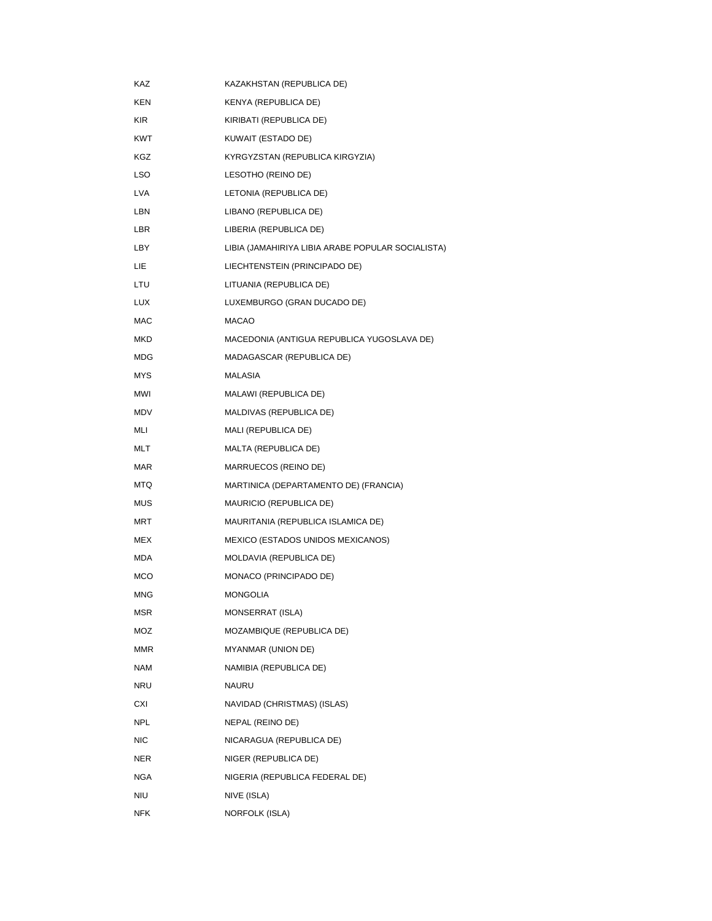| | |
|---|---|
| KAZ | KAZAKHSTAN (REPUBLICA DE) |
| KEN | KENYA (REPUBLICA DE) |
| KIR | KIRIBATI (REPUBLICA DE) |
| KWT | KUWAIT (ESTADO DE) |
| KGZ | KYRGYZSTAN (REPUBLICA KIRGYZIA) |
| LSO | LESOTHO (REINO DE) |
| LVA | LETONIA (REPUBLICA DE) |
| LBN | LIBANO (REPUBLICA DE) |
| LBR | LIBERIA (REPUBLICA DE) |
| LBY | LIBIA (JAMAHIRIYA LIBIA ARABE POPULAR SOCIALISTA) |
| LIE | LIECHTENSTEIN (PRINCIPADO DE) |
| LTU | LITUANIA (REPUBLICA DE) |
| LUX | LUXEMBURGO (GRAN DUCADO DE) |
| MAC | MACAO |
| MKD | MACEDONIA (ANTIGUA REPUBLICA YUGOSLAVA DE) |
| MDG | MADAGASCAR (REPUBLICA DE) |
| MYS | MALASIA |
| MWI | MALAWI (REPUBLICA DE) |
| MDV | MALDIVAS (REPUBLICA DE) |
| MLI | MALI (REPUBLICA DE) |
| MLT | MALTA (REPUBLICA DE) |
| MAR | MARRUECOS (REINO DE) |
| MTQ | MARTINICA (DEPARTAMENTO DE) (FRANCIA) |
| MUS | MAURICIO (REPUBLICA DE) |
| MRT | MAURITANIA (REPUBLICA ISLAMICA DE) |
| MEX | MEXICO (ESTADOS UNIDOS MEXICANOS) |
| MDA | MOLDAVIA (REPUBLICA DE) |
| MCO | MONACO (PRINCIPADO DE) |
| MNG | MONGOLIA |
| MSR | MONSERRAT (ISLA) |
| MOZ | MOZAMBIQUE (REPUBLICA DE) |
| MMR | MYANMAR (UNION DE) |
| NAM | NAMIBIA (REPUBLICA DE) |
| NRU | NAURU |
| CXI | NAVIDAD (CHRISTMAS) (ISLAS) |
| NPL | NEPAL (REINO DE) |
| NIC | NICARAGUA (REPUBLICA DE) |
| NER | NIGER (REPUBLICA DE) |
| NGA | NIGERIA (REPUBLICA FEDERAL DE) |
| NIU | NIVE (ISLA) |
| NFK | NORFOLK (ISLA) |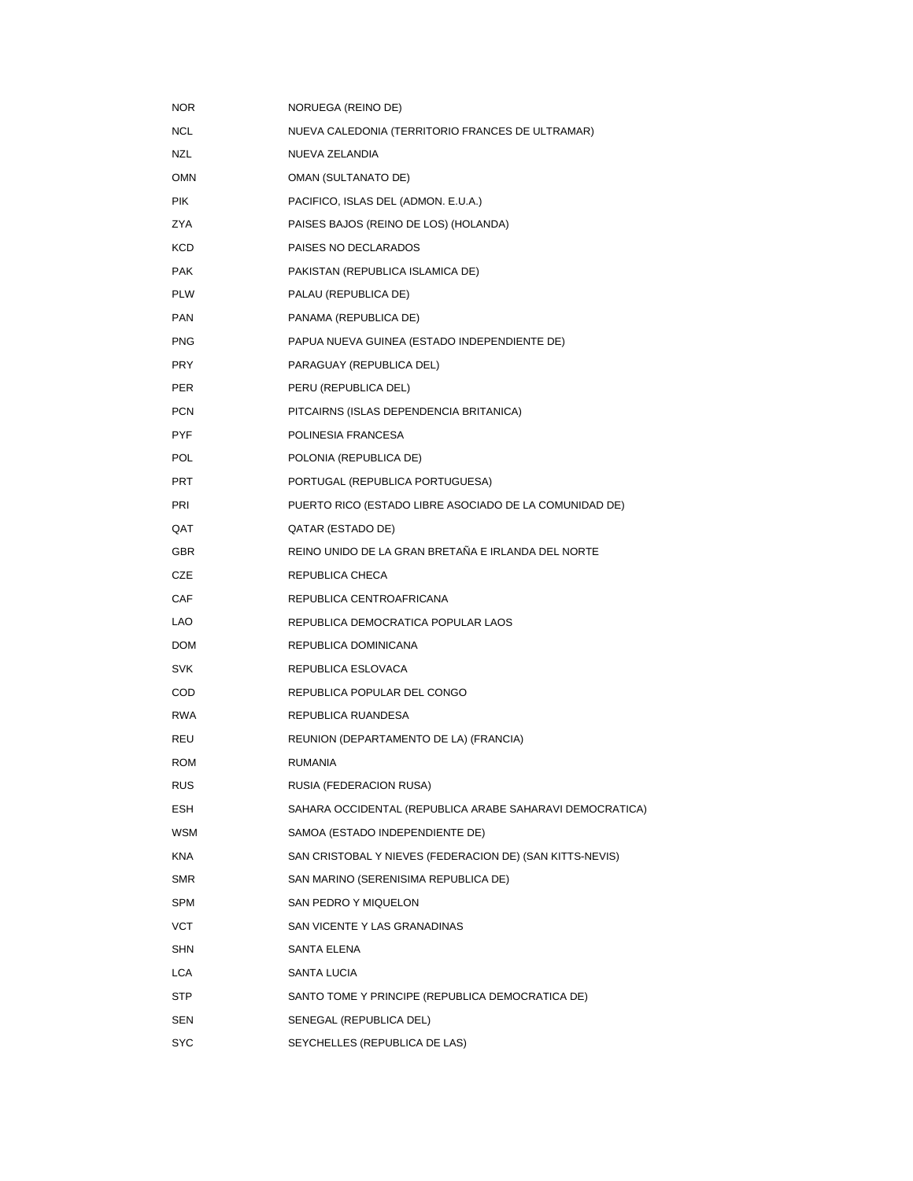| | |
|---|---|
| NOR | NORUEGA (REINO DE) |
| NCL | NUEVA CALEDONIA (TERRITORIO FRANCES DE ULTRAMAR) |
| NZL | NUEVA ZELANDIA |
| OMN | OMAN (SULTANATO DE) |
| PIK | PACIFICO, ISLAS DEL (ADMON. E.U.A.) |
| ZYA | PAISES BAJOS (REINO DE LOS) (HOLANDA) |
| KCD | PAISES NO DECLARADOS |
| PAK | PAKISTAN (REPUBLICA ISLAMICA DE) |
| PLW | PALAU (REPUBLICA DE) |
| PAN | PANAMA (REPUBLICA DE) |
| PNG | PAPUA NUEVA GUINEA (ESTADO INDEPENDIENTE DE) |
| PRY | PARAGUAY (REPUBLICA DEL) |
| PER | PERU (REPUBLICA DEL) |
| PCN | PITCAIRNS (ISLAS DEPENDENCIA BRITANICA) |
| PYF | POLINESIA FRANCESA |
| POL | POLONIA (REPUBLICA DE) |
| PRT | PORTUGAL (REPUBLICA PORTUGUESA) |
| PRI | PUERTO RICO (ESTADO LIBRE ASOCIADO DE LA COMUNIDAD DE) |
| QAT | QATAR (ESTADO DE) |
| GBR | REINO UNIDO DE LA GRAN BRETAÑA E IRLANDA DEL NORTE |
| CZE | REPUBLICA CHECA |
| CAF | REPUBLICA CENTROAFRICANA |
| LAO | REPUBLICA DEMOCRATICA POPULAR LAOS |
| DOM | REPUBLICA DOMINICANA |
| SVK | REPUBLICA ESLOVACA |
| COD | REPUBLICA POPULAR DEL CONGO |
| RWA | REPUBLICA RUANDESA |
| REU | REUNION (DEPARTAMENTO DE LA) (FRANCIA) |
| ROM | RUMANIA |
| RUS | RUSIA (FEDERACION RUSA) |
| ESH | SAHARA OCCIDENTAL (REPUBLICA ARABE SAHARAVI DEMOCRATICA) |
| WSM | SAMOA (ESTADO INDEPENDIENTE DE) |
| KNA | SAN CRISTOBAL Y NIEVES (FEDERACION DE) (SAN KITTS-NEVIS) |
| SMR | SAN MARINO (SERENISIMA REPUBLICA DE) |
| SPM | SAN PEDRO Y MIQUELON |
| VCT | SAN VICENTE Y LAS GRANADINAS |
| SHN | SANTA ELENA |
| LCA | SANTA LUCIA |
| STP | SANTO TOME Y PRINCIPE (REPUBLICA DEMOCRATICA DE) |
| SEN | SENEGAL (REPUBLICA DEL) |
| SYC | SEYCHELLES (REPUBLICA DE LAS) |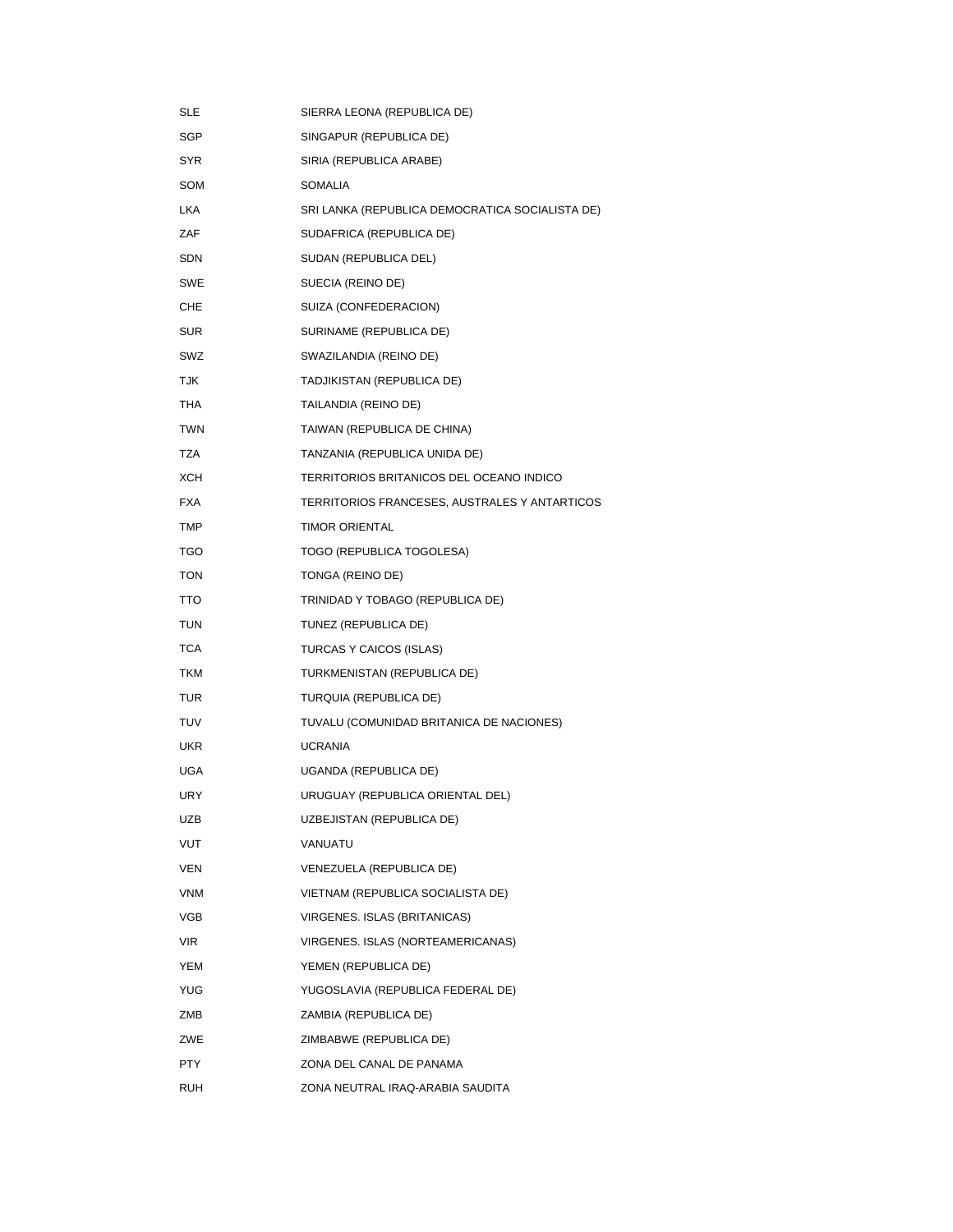| | |
|---|---|
| SLE | SIERRA LEONA (REPUBLICA DE) |
| SGP | SINGAPUR (REPUBLICA DE) |
| SYR | SIRIA (REPUBLICA ARABE) |
| SOM | SOMALIA |
| LKA | SRI LANKA (REPUBLICA DEMOCRATICA SOCIALISTA DE) |
| ZAF | SUDAFRICA (REPUBLICA DE) |
| SDN | SUDAN (REPUBLICA DEL) |
| SWE | SUECIA (REINO DE) |
| CHE | SUIZA (CONFEDERACION) |
| SUR | SURINAME (REPUBLICA DE) |
| SWZ | SWAZILANDIA (REINO DE) |
| TJK | TADJIKISTAN (REPUBLICA DE) |
| THA | TAILANDIA (REINO DE) |
| TWN | TAIWAN (REPUBLICA DE CHINA) |
| TZA | TANZANIA (REPUBLICA UNIDA DE) |
| XCH | TERRITORIOS BRITANICOS DEL OCEANO INDICO |
| FXA | TERRITORIOS FRANCESES, AUSTRALES Y ANTARTICOS |
| TMP | TIMOR ORIENTAL |
| TGO | TOGO (REPUBLICA TOGOLESA) |
| TON | TONGA (REINO DE) |
| TTO | TRINIDAD Y TOBAGO (REPUBLICA DE) |
| TUN | TUNEZ (REPUBLICA DE) |
| TCA | TURCAS Y CAICOS (ISLAS) |
| TKM | TURKMENISTAN (REPUBLICA DE) |
| TUR | TURQUIA (REPUBLICA DE) |
| TUV | TUVALU (COMUNIDAD BRITANICA DE NACIONES) |
| UKR | UCRANIA |
| UGA | UGANDA (REPUBLICA DE) |
| URY | URUGUAY (REPUBLICA ORIENTAL DEL) |
| UZB | UZBEJISTAN (REPUBLICA DE) |
| VUT | VANUATU |
| VEN | VENEZUELA (REPUBLICA DE) |
| VNM | VIETNAM (REPUBLICA SOCIALISTA DE) |
| VGB | VIRGENES. ISLAS (BRITANICAS) |
| VIR | VIRGENES. ISLAS (NORTEAMERICANAS) |
| YEM | YEMEN (REPUBLICA DE) |
| YUG | YUGOSLAVIA (REPUBLICA FEDERAL DE) |
| ZMB | ZAMBIA (REPUBLICA DE) |
| ZWE | ZIMBABWE (REPUBLICA DE) |
| PTY | ZONA DEL CANAL DE PANAMA |
| RUH | ZONA NEUTRAL IRAQ-ARABIA SAUDITA |